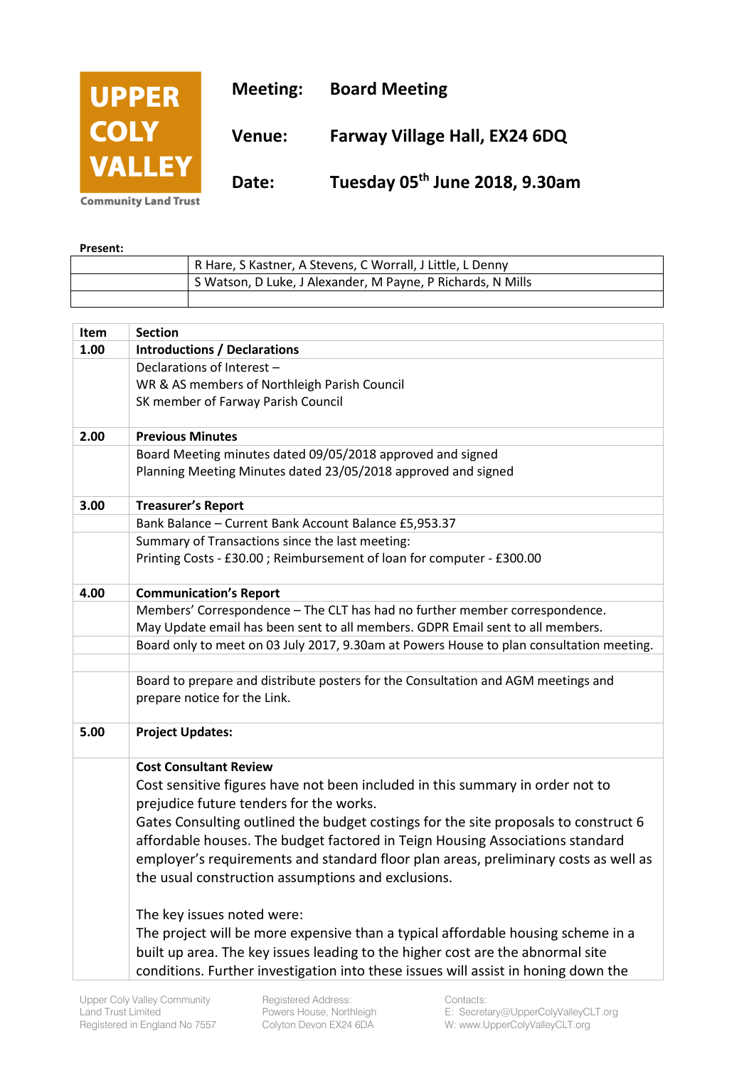**UPPER COLY VALLEY**
Community Land Trust

| | |
|---|---|
| **Meeting:** | **Board Meeting** |
| **Venue:** | **Farway Village Hall, EX24 6DQ** |
| **Date:** | **Tuesday 05th June 2018, 9.30am** |

**Present:**

| | |
|---|---|
| | R Hare, S Kastner, A Stevens, C Worrall, J Little, L Denny |
| | S Watson, D Luke, J Alexander, M Payne, P Richards, N Mills |
| | |

| Item | Section |
|---|---|
| **1.00** | **Introductions / Declarations** |
| | Declarations of Interest –<br>WR & AS members of Northleigh Parish Council<br>SK member of Farway Parish Council |
| **2.00** | **Previous Minutes** |
| | Board Meeting minutes dated 09/05/2018 approved and signed<br>Planning Meeting Minutes dated 23/05/2018 approved and signed |
| **3.00** | **Treasurer's Report** |
| | Bank Balance – Current Bank Account Balance £5,953.37 |
| | Summary of Transactions since the last meeting:<br>Printing Costs - £30.00 ; Reimbursement of loan for computer - £300.00 |
| **4.00** | **Communication's Report** |
| | Members' Correspondence – The CLT has had no further member correspondence.<br>May Update email has been sent to all members. GDPR Email sent to all members. |
| | Board only to meet on 03 July 2017, 9.30am at Powers House to plan consultation meeting. |
| | |
| | Board to prepare and distribute posters for the Consultation and AGM meetings and prepare notice for the Link. |
| **5.00** | **Project Updates:** |
| | **Cost Consultant Review**<br>Cost sensitive figures have not been included in this summary in order not to prejudice future tenders for the works.<br>Gates Consulting outlined the budget costings for the site proposals to construct 6 affordable houses. The budget factored in Teign Housing Associations standard employer's requirements and standard floor plan areas, preliminary costs as well as the usual construction assumptions and exclusions.<br><br>The key issues noted were:<br>The project will be more expensive than a typical affordable housing scheme in a built up area. The key issues leading to the higher cost are the abnormal site conditions. Further investigation into these issues will assist in honing down the |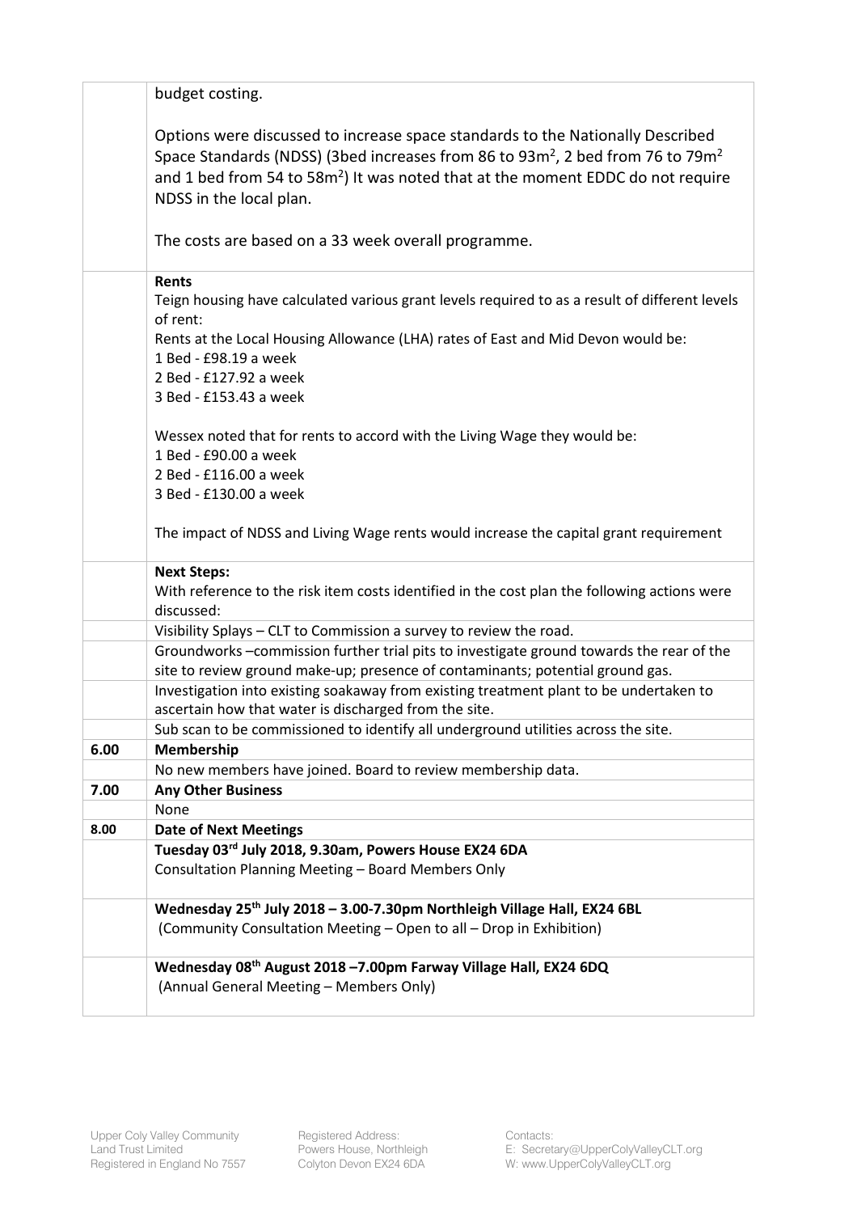| | |
|---|---|
| | budget costing.<br><br>Options were discussed to increase space standards to the Nationally Described Space Standards (NDSS) (3bed increases from 86 to 93m$^2$, 2 bed from 76 to 79m$^2$ and 1 bed from 54 to 58m$^2$) It was noted that at the moment EDDC do not require NDSS in the local plan.<br><br>The costs are based on a 33 week overall programme. |
| | **Rents**<br>Teign housing have calculated various grant levels required to as a result of different levels of rent:<br>Rents at the Local Housing Allowance (LHA) rates of East and Mid Devon would be:<br>1 Bed - £98.19 a week<br>2 Bed - £127.92 a week<br>3 Bed - £153.43 a week<br><br>Wessex noted that for rents to accord with the Living Wage they would be:<br>1 Bed - £90.00 a week<br>2 Bed - £116.00 a week<br>3 Bed - £130.00 a week<br><br>The impact of NDSS and Living Wage rents would increase the capital grant requirement |
| | **Next Steps:**<br>With reference to the risk item costs identified in the cost plan the following actions were discussed: |
| | Visibility Splays – CLT to Commission a survey to review the road. |
| | Groundworks –commission further trial pits to investigate ground towards the rear of the site to review ground make-up; presence of contaminants; potential ground gas. |
| | Investigation into existing soakaway from existing treatment plant to be undertaken to ascertain how that water is discharged from the site. |
| | Sub scan to be commissioned to identify all underground utilities across the site. |
| **6.00** | **Membership** |
| | No new members have joined. Board to review membership data. |
| **7.00** | **Any Other Business** |
| | None |
| **8.00** | **Date of Next Meetings** |
| | **Tuesday 03rd July 2018, 9.30am, Powers House EX24 6DA**<br>Consultation Planning Meeting – Board Members Only |
| | **Wednesday 25th July 2018 – 3.00-7.30pm Northleigh Village Hall, EX24 6BL**<br>(Community Consultation Meeting – Open to all – Drop in Exhibition) |
| | **Wednesday 08th August 2018 –7.00pm Farway Village Hall, EX24 6DQ**<br>(Annual General Meeting – Members Only) |

Upper Coly Valley Community Land Trust Limited
Registered in England No 7557

Registered Address:
Powers House, Northleigh
Colyton Devon EX24 6DA

Contacts:
E: Secretary@UpperColyValleyCLT.org
W: www.UpperColyValleyCLT.org